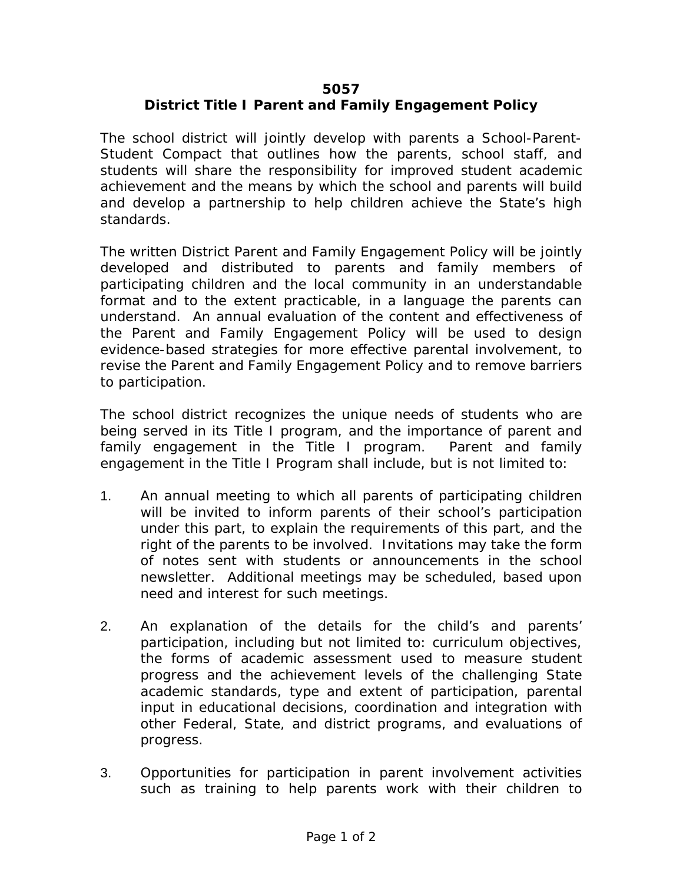# 5057
## District Title I Parent and Family Engagement Policy

The school district will jointly develop with parents a School-Parent-Student Compact that outlines how the parents, school staff, and students will share the responsibility for improved student academic achievement and the means by which the school and parents will build and develop a partnership to help children achieve the State's high standards.

The written District Parent and Family Engagement Policy will be jointly developed and distributed to parents and family members of participating children and the local community in an understandable format and to the extent practicable, in a language the parents can understand. An annual evaluation of the content and effectiveness of the Parent and Family Engagement Policy will be used to design evidence-based strategies for more effective parental involvement, to revise the Parent and Family Engagement Policy and to remove barriers to participation.

The school district recognizes the unique needs of students who are being served in its Title I program, and the importance of parent and family engagement in the Title I program. Parent and family engagement in the Title I Program shall include, but is not limited to:

1. An annual meeting to which all parents of participating children will be invited to inform parents of their school's participation under this part, to explain the requirements of this part, and the right of the parents to be involved. Invitations may take the form of notes sent with students or announcements in the school newsletter. Additional meetings may be scheduled, based upon need and interest for such meetings.

2. An explanation of the details for the child's and parents' participation, including but not limited to: curriculum objectives, the forms of academic assessment used to measure student progress and the achievement levels of the challenging State academic standards, type and extent of participation, parental input in educational decisions, coordination and integration with other Federal, State, and district programs, and evaluations of progress.

3. Opportunities for participation in parent involvement activities such as training to help parents work with their children to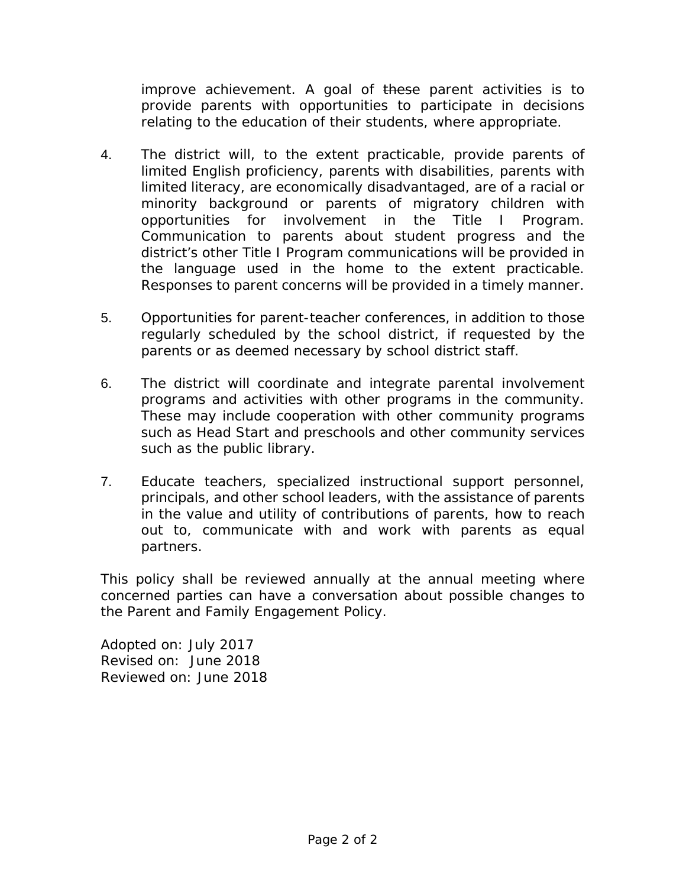improve achievement. A goal of ~~these~~ parent activities is to provide parents with opportunities to participate in decisions relating to the education of their students, where appropriate.

4. The district will, to the extent practicable, provide parents of limited English proficiency, parents with disabilities, parents with limited literacy, are economically disadvantaged, are of a racial or minority background or parents of migratory children with opportunities for involvement in the Title I Program. Communication to parents about student progress and the district's other Title I Program communications will be provided in the language used in the home to the extent practicable. Responses to parent concerns will be provided in a timely manner.

5. Opportunities for parent-teacher conferences, in addition to those regularly scheduled by the school district, if requested by the parents or as deemed necessary by school district staff.

6. The district will coordinate and integrate parental involvement programs and activities with other programs in the community. These may include cooperation with other community programs such as Head Start and preschools and other community services such as the public library.

7. Educate teachers, specialized instructional support personnel, principals, and other school leaders, with the assistance of parents in the value and utility of contributions of parents, how to reach out to, communicate with and work with parents as equal partners.

This policy shall be reviewed annually at the annual meeting where concerned parties can have a conversation about possible changes to the Parent and Family Engagement Policy.

Adopted on: July 2017
Revised on: June 2018
Reviewed on: June 2018